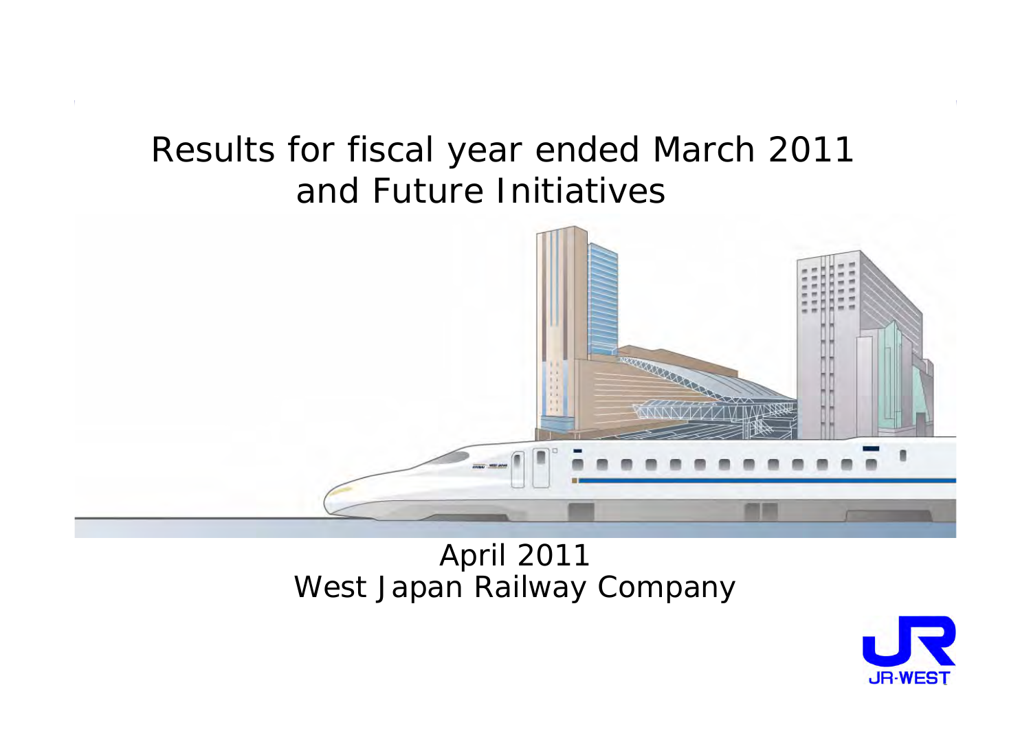# Results for fiscal year ended March 2011 and Future Initiatives

April 2011
West Japan Railway Company

JR-WEST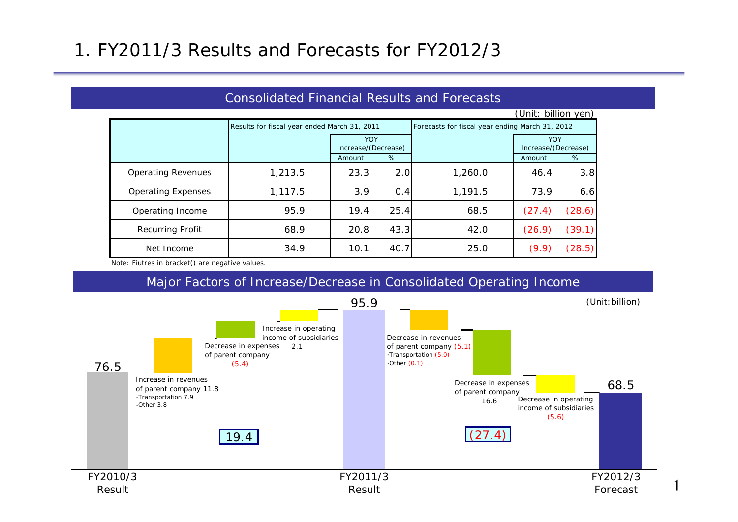# 1. FY2011/3 Results and Forecasts for FY2012/3

## Consolidated Financial Results and Forecasts

(Unit: billion yen)

| | Results for fiscal year ended March 31, 2011 | | | Forecasts for fiscal year ending March 31, 2012 | | |
|---|---|---|---|---|---|---|
| | | YOY Increase/(Decrease) | | | YOY Increase/(Decrease) | |
| | | Amount | % | | Amount | % |
| Operating Revenues | 1,213.5 | 23.3 | 2.0 | 1,260.0 | 46.4 | 3.8 |
| Operating Expenses | 1,117.5 | 3.9 | 0.4 | 1,191.5 | 73.9 | 6.6 |
| Operating Income | 95.9 | 19.4 | 25.4 | 68.5 | (27.4) | (28.6) |
| Recurring Profit | 68.9 | 20.8 | 43.3 | 42.0 | (26.9) | (39.1) |
| Net Income | 34.9 | 10.1 | 40.7 | 25.0 | (9.9) | (28.5) |

Note: Fiutres in bracket() are negative values.

## Major Factors of Increase/Decrease in Consolidated Operating Income

(Unit: billion)

- FY2010/3 Result: 76.5
  - Increase in revenues of parent company 11.8
    - ･Transportation 7.9
    - ･Other 3.8
  - Decrease in expenses of parent company (5.4)
  - Increase in operating income of subsidiaries 2.1
  - Total: 19.4
- FY2011/3 Result: 95.9
  - Decrease in revenues of parent company (5.1)
    - ･Transportation (5.0)
    - ･Other (0.1)
  - Decrease in expenses of parent company 16.6
  - Decrease in operating income of subsidiaries (5.6)
  - Total: (27.4)
- FY2012/3 Forecast: 68.5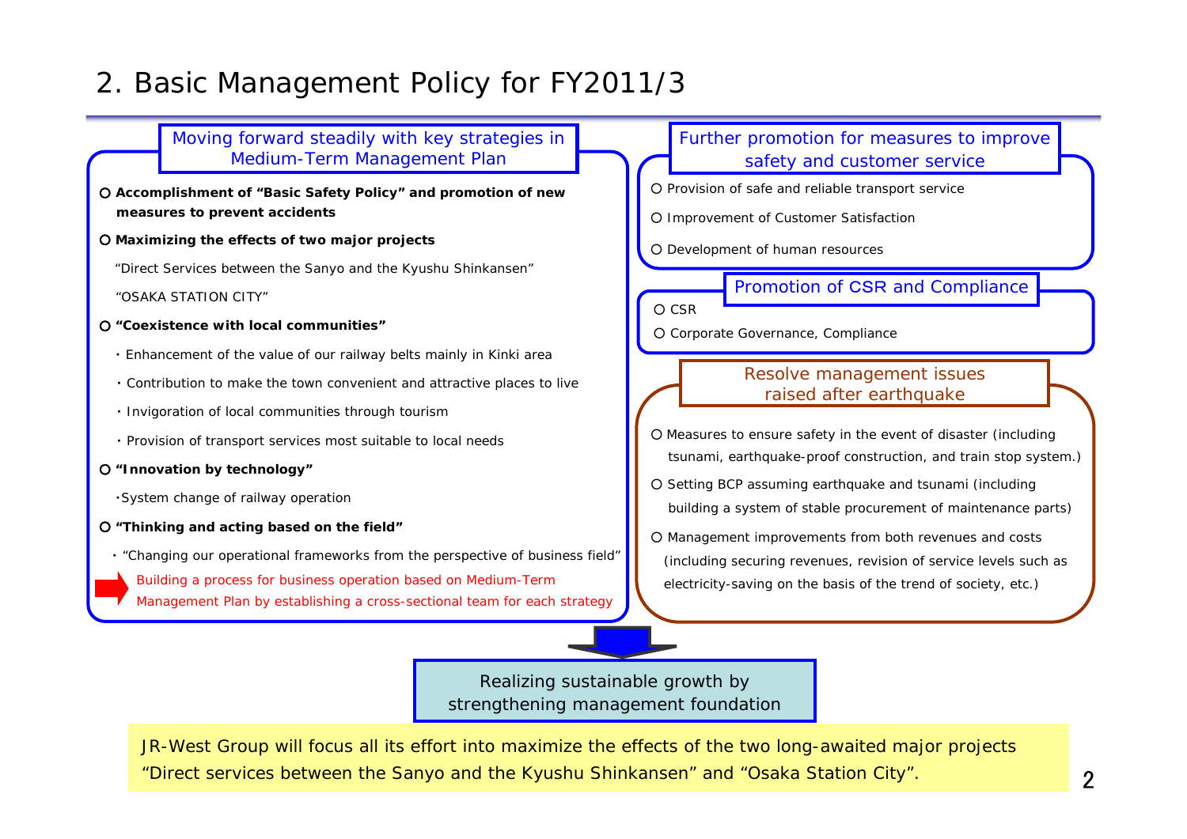# 2. Basic Management Policy for FY2011/3

## Moving forward steadily with key strategies in Medium-Term Management Plan

- **Accomplishment of "Basic Safety Policy" and promotion of new measures to prevent accidents**
- **Maximizing the effects of two major projects**

  "Direct Services between the Sanyo and the Kyushu Shinkansen"

  "OSAKA STATION CITY"
- **"Coexistence with local communities"**
  - Enhancement of the value of our railway belts mainly in Kinki area
  - Contribution to make the town convenient and attractive places to live
  - Invigoration of local communities through tourism
  - Provision of transport services most suitable to local needs
- **"Innovation by technology"**
  - System change of railway operation
- **"Thinking and acting based on the field"**
  - "Changing our operational frameworks from the perspective of business field"

  → Building a process for business operation based on Medium-Term Management Plan by establishing a cross-sectional team for each strategy

## Further promotion for measures to improve safety and customer service

- Provision of safe and reliable transport service
- Improvement of Customer Satisfaction
- Development of human resources

## Promotion of CSR and Compliance

- CSR
- Corporate Governance, Compliance

## Resolve management issues raised after earthquake

- Measures to ensure safety in the event of disaster (including tsunami, earthquake-proof construction, and train stop system.)
- Setting BCP assuming earthquake and tsunami (including building a system of stable procurement of maintenance parts)
- Management improvements from both revenues and costs (including securing revenues, revision of service levels such as electricity-saving on the basis of the trend of society, etc.)

**Realizing sustainable growth by strengthening management foundation**

JR-West Group will focus all its effort into maximize the effects of the two long-awaited major projects "Direct services between the Sanyo and the Kyushu Shinkansen" and "Osaka Station City".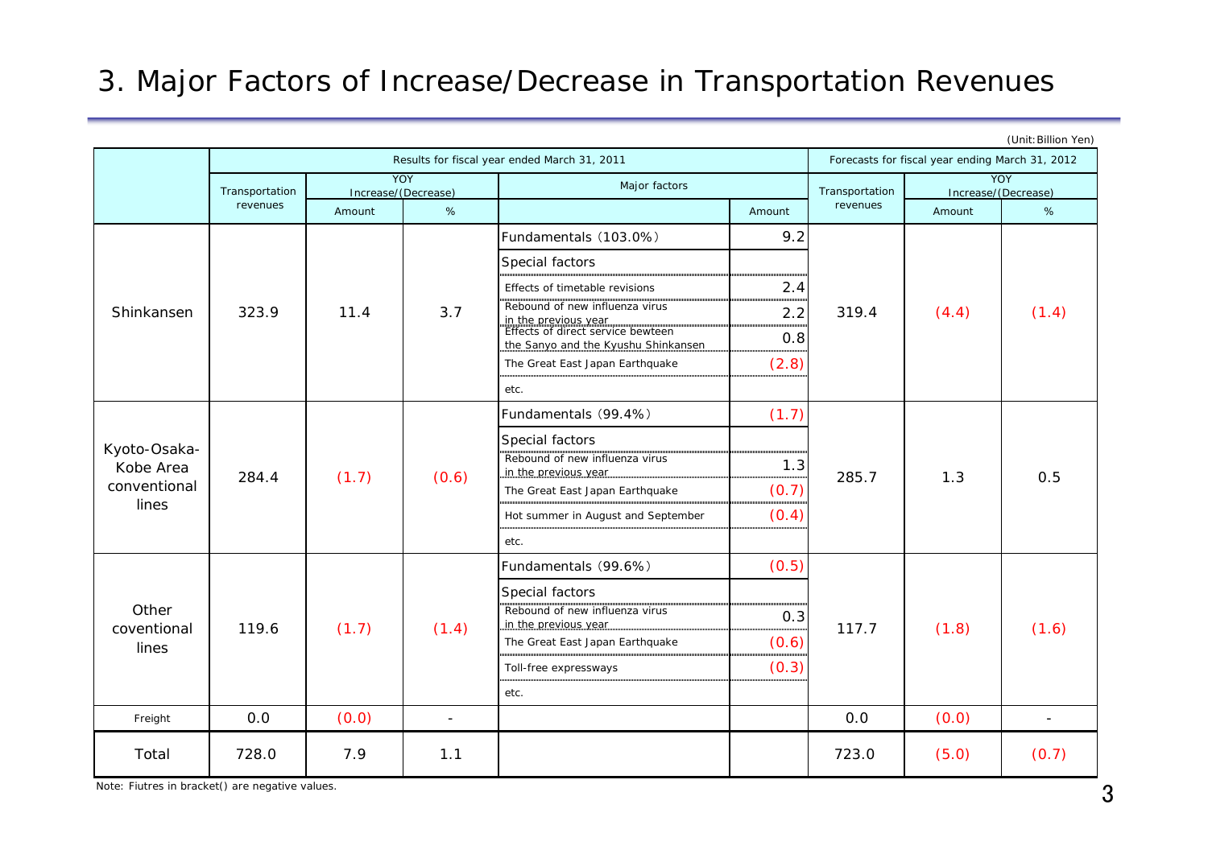# 3. Major Factors of Increase/Decrease in Transportation Revenues

(Unit:Billion Yen)

| | Results for fiscal year ended March 31, 2011 | | | | | Forecasts for fiscal year ending March 31, 2012 | | |
|---|---|---|---|---|---|---|---|---|
| | Transportation revenues | YOY Increase/(Decrease) | | Major factors | | Transportation revenues | YOY Increase/(Decrease) | |
| | | Amount | % | | Amount | | Amount | % |
| Shinkansen | 323.9 | 11.4 | 3.7 | Fundamentals (103.0%) | 9.2 | 319.4 | (4.4) | (1.4) |
| | | | | Special factors | | | | |
| | | | | Effects of timetable revisions | 2.4 | | | |
| | | | | Rebound of new influenza virus in the previous year | 2.2 | | | |
| | | | | Effects of direct service bewteen the Sanyo and the Kyushu Shinkansen | 0.8 | | | |
| | | | | The Great East Japan Earthquake | (2.8) | | | |
| | | | | etc. | | | | |
| Kyoto-Osaka-Kobe Area conventional lines | 284.4 | (1.7) | (0.6) | Fundamentals (99.4%) | (1.7) | 285.7 | 1.3 | 0.5 |
| | | | | Special factors | | | | |
| | | | | Rebound of new influenza virus in the previous year | 1.3 | | | |
| | | | | The Great East Japan Earthquake | (0.7) | | | |
| | | | | Hot summer in August and September | (0.4) | | | |
| | | | | etc. | | | | |
| Other coventional lines | 119.6 | (1.7) | (1.4) | Fundamentals (99.6%) | (0.5) | 117.7 | (1.8) | (1.6) |
| | | | | Special factors | | | | |
| | | | | Rebound of new influenza virus in the previous year | 0.3 | | | |
| | | | | The Great East Japan Earthquake | (0.6) | | | |
| | | | | Toll-free expressways | (0.3) | | | |
| | | | | etc. | | | | |
| Freight | 0.0 | (0.0) | - | | | 0.0 | (0.0) | - |
| Total | 728.0 | 7.9 | 1.1 | | | 723.0 | (5.0) | (0.7) |

Note: Fiutres in bracket() are negative values.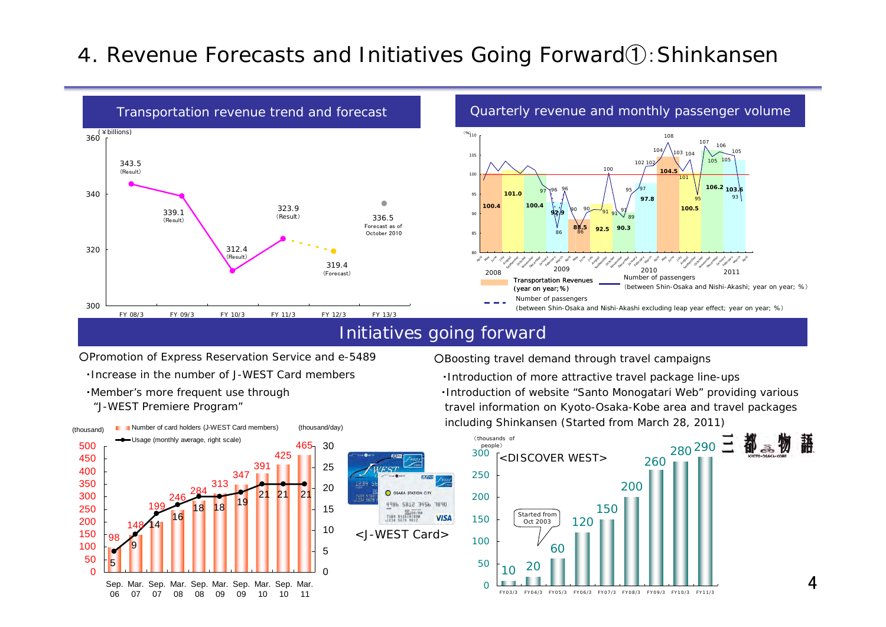# 4. Revenue Forecasts and Initiatives Going Forward①:Shinkansen

## Transportation revenue trend and forecast

(¥billions)

| | FY 08/3 | FY 09/3 | FY 10/3 | FY 11/3 | FY 12/3 | FY 13/3 |
|---|---|---|---|---|---|---|
| Transportation revenue | 343.5 (Result) | 339.1 (Result) | 312.4 (Result) | 323.9 (Result) | 319.4 (Forecast) | 336.5 Forecast as of October 2010 |

## Quarterly revenue and monthly passenger volume

(%)

Transportation Revenues (year on year;%): 2008: 100.4, 101.0, 100.4, 92.9; 2009: 88.5, 92.5, 90.3, 97.8; 2010: 104.5, 100.5, 106.2, 103.6

Number of passengers (between Shin-Osaka and Nishi-Akashi; year on year; %)

Number of passengers (between Shin-Osaka and Nishi-Akashi excluding leap year effect; year on year; %)

## Initiatives going forward

○Promotion of Express Reservation Service and e-5489

- ・Increase in the number of J-WEST Card members
- ・Member's more frequent use through "J-WEST Premiere Program"

| | Sep. 06 | Mar. 07 | Sep. 07 | Mar. 08 | Sep. 08 | Mar. 09 | Sep. 09 | Mar. 10 | Sep. 10 | Mar. 11 |
|---|---|---|---|---|---|---|---|---|---|---|
| Number of card holders (J-WEST Card members) (thousand) | 98 | 148 | 199 | 246 | 284 | 313 | 347 | 391 | 425 | 465 |
| Usage (monthly average, right scale) (thousand/day) | 5 | 9 | 14 | 16 | 18 | 18 | 19 | 21 | 21 | 21 |

<J-WEST Card>

○Boosting travel demand through travel campaigns

- ・Introduction of more attractive travel package line-ups
- ・Introduction of website "Santo Monogatari Web" providing various travel information on Kyoto-Osaka-Kobe area and travel packages including Shinkansen (Started from March 28, 2011)

<DISCOVER WEST> (thousands of people)

Started from Oct 2003

| FY03/3 | FY04/3 | FY05/3 | FY06/3 | FY07/3 | FY08/3 | FY09/3 | FY10/3 | FY11/3 |
|---|---|---|---|---|---|---|---|---|
| 10 | 20 | 60 | 120 | 150 | 200 | 260 | 280 | 290 |

三都物語 KYOTO・OSAKA・KOBE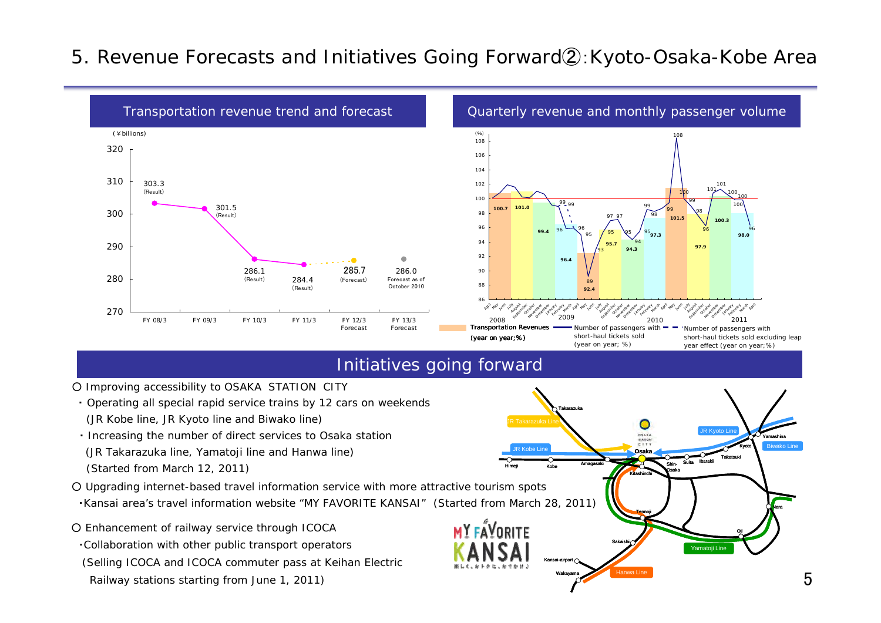# 5. Revenue Forecasts and Initiatives Going Forward②:Kyoto-Osaka-Kobe Area

## Transportation revenue trend and forecast

(¥billions)

| | FY 08/3 | FY 09/3 | FY 10/3 | FY 11/3 | FY 12/3 Forecast | FY 13/3 Forecast |
|---|---|---|---|---|---|---|
| Transportation revenue | 303.3 (Result) | 301.5 (Result) | 286.1 (Result) | 284.4 (Result) | 285.7 (Forecast) | 286.0 (Forecast as of October 2010) |

## Quarterly revenue and monthly passenger volume

Transportation Revenues (year on year;%): 100.7, 101.0, 99.4, 96.4, 92.4, 95.7, 94.3, 97.3, 101.5, 97.9, 100.3, 98.0

Number of passengers with short-haul tickets sold (year on year; %)

Number of passengers with short-haul tickets sold excluding leap year effect (year on year;%)

## Initiatives going forward

○ Improving accessibility to OSAKA STATION CITY

・Operating all special rapid service trains by 12 cars on weekends (JR Kobe line, JR Kyoto line and Biwako line)

・Increasing the number of direct services to Osaka station (JR Takarazuka line, Yamatoji line and Hanwa line) (Started from March 12, 2011)

○ Upgrading internet-based travel information service with more attractive tourism spots

・Kansai area's travel information website "MY FAVORITE KANSAI" (Started from March 28, 2011)

○ Enhancement of railway service through ICOCA

・Collaboration with other public transport operators (Selling ICOCA and ICOCA commuter pass at Keihan Electric Railway stations starting from June 1, 2011)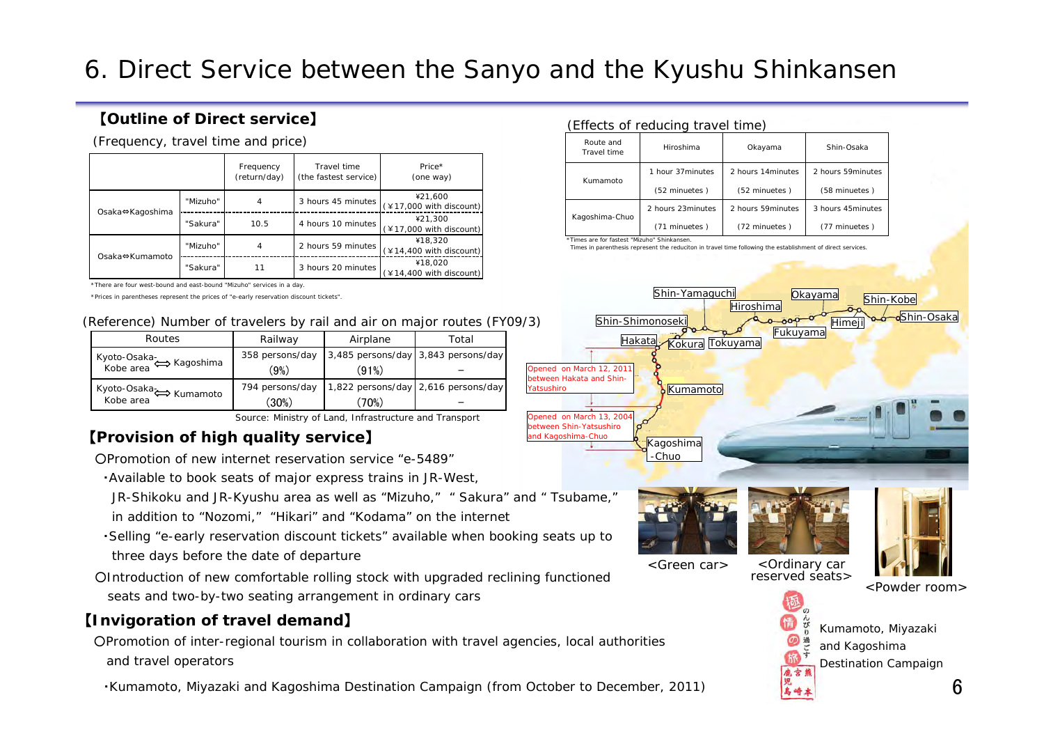# 6. Direct Service between the Sanyo and the Kyushu Shinkansen

## 【Outline of Direct service】

(Frequency, travel time and price)

| | | Frequency (return/day) | Travel time (the fastest service) | Price* (one way) |
|---|---|---|---|---|
| Osaka⇔Kagoshima | "Mizuho" | 4 | 3 hours 45 minutes | ¥21,600 (¥17,000 with discount) |
| | "Sakura" | 10.5 | 4 hours 10 minutes | ¥21,300 (¥17,000 with discount) |
| Osaka⇔Kumamoto | "Mizuho" | 4 | 2 hours 59 minutes | ¥18,320 (¥14,400 with discount) |
| | "Sakura" | 11 | 3 hours 20 minutes | ¥18,020 (¥14,400 with discount) |

*There are four west-bound and east-bound "Mizuho" services in a day.

*Prices in parentheses represent the prices of "e-early reservation discount tickets".

(Reference) Number of travelers by rail and air on major routes (FY09/3)

| Routes | Railway | Airplane | Total |
|---|---|---|---|
| Kyoto-Osaka-Kobe area ⟺ Kagoshima | 358 persons/day (9%) | 3,485 persons/day (91%) | 3,843 persons/day – |
| Kyoto-Osaka-Kobe area ⟺ Kumamoto | 794 persons/day (30%) | 1,822 persons/day (70%) | 2,616 persons/day – |

Source: Ministry of Land, Infrastructure and Transport

(Effects of reducing travel time)

| Route and Travel time | Hiroshima | Okayama | Shin-Osaka |
|---|---|---|---|
| Kumamoto | 1 hour 37minutes (52 minuetes ) | 2 hours 14minutes (52 minuetes ) | 2 hours 59minutes (58 minuetes ) |
| Kagoshima-Chuo | 2 hours 23minutes (71 minuetes ) | 2 hours 59minutes (72 minuetes ) | 3 hours 45minutes (77 minuetes ) |

*Times are for fastest "Mizuho" Shinkansen.

Times in parenthesis represent the reduciton in travel time following the establishment of direct services.

Shin-Yamaguchi, Okayama, Shin-Kobe, Hiroshima, Shin-Shimonoseki, Himeji, Shin-Osaka, Fukuyama, Hakata, Kokura, Tokuyama, Kumamoto, Kagoshima-Chuo

Opened on March 12, 2011 between Hakata and Shin-Yatsushiro

Opened on March 13, 2004 between Shin-Yatsushiro and Kagoshima-Chuo

<Green car> <Ordinary car reserved seats> <Powder room>

## 【Provision of high quality service】

○Promotion of new internet reservation service "e-5489"

- ・Available to book seats of major express trains in JR-West, JR-Shikoku and JR-Kyushu area as well as "Mizuho," " Sakura" and " Tsubame," in addition to "Nozomi," "Hikari" and "Kodama" on the internet
- ・Selling "e-early reservation discount tickets" available when booking seats up to three days before the date of departure

○Introduction of new comfortable rolling stock with upgraded reclining functioned seats and two-by-two seating arrangement in ordinary cars

## 【Invigoration of travel demand】

○Promotion of inter-regional tourism in collaboration with travel agencies, local authorities and travel operators

- ・Kumamoto, Miyazaki and Kagoshima Destination Campaign (from October to December, 2011)

Kumamoto, Miyazaki and Kagoshima Destination Campaign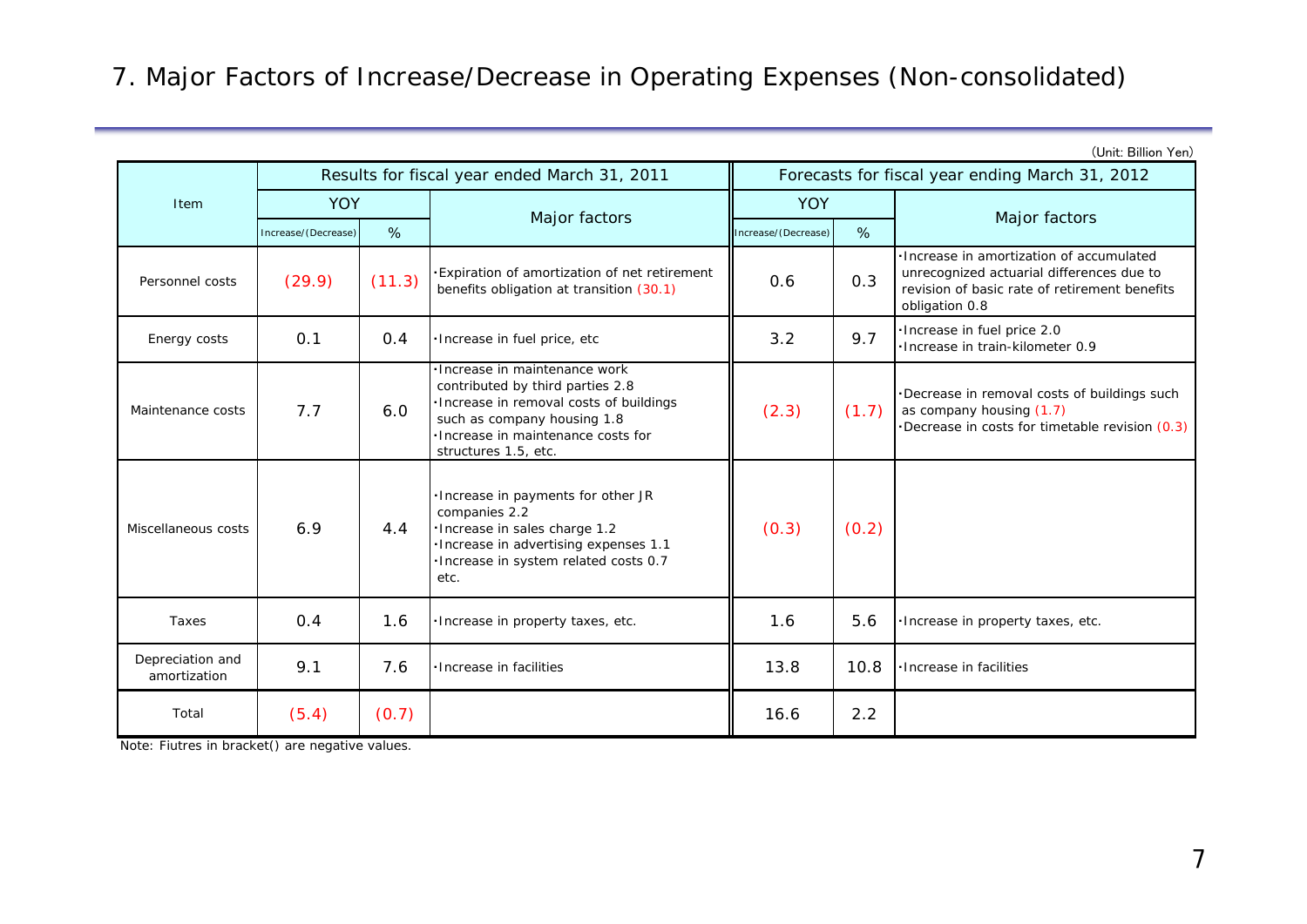# 7. Major Factors of Increase/Decrease in Operating Expenses (Non-consolidated)

(Unit: Billion Yen)

| Item | Results for fiscal year ended March 31, 2011 | | | Forecasts for fiscal year ending March 31, 2012 | | |
|---|---|---|---|---|---|---|
| | YOY | | Major factors | YOY | | Major factors |
| | Increase/(Decrease) | % | | Increase/(Decrease) | % | |
| Personnel costs | (29.9) | (11.3) | ･Expiration of amortization of net retirement benefits obligation at transition (30.1) | 0.6 | 0.3 | ･Increase in amortization of accumulated unrecognized actuarial differences due to revision of basic rate of retirement benefits obligation 0.8 |
| Energy costs | 0.1 | 0.4 | ･Increase in fuel price, etc | 3.2 | 9.7 | ･Increase in fuel price 2.0<br>･Increase in train-kilometer 0.9 |
| Maintenance costs | 7.7 | 6.0 | ･Increase in maintenance work contributed by third parties 2.8<br>･Increase in removal costs of buildings such as company housing 1.8<br>･Increase in maintenance costs for structures 1.5, etc. | (2.3) | (1.7) | ･Decrease in removal costs of buildings such as company housing (1.7)<br>･Decrease in costs for timetable revision (0.3) |
| Miscellaneous costs | 6.9 | 4.4 | ･Increase in payments for other JR companies 2.2<br>･Increase in sales charge 1.2<br>･Increase in advertising expenses 1.1<br>･Increase in system related costs 0.7<br>etc. | (0.3) | (0.2) | |
| Taxes | 0.4 | 1.6 | ･Increase in property taxes, etc. | 1.6 | 5.6 | ･Increase in property taxes, etc. |
| Depreciation and amortization | 9.1 | 7.6 | ･Increase in facilities | 13.8 | 10.8 | ･Increase in facilities |
| Total | (5.4) | (0.7) | | 16.6 | 2.2 | |

Note: Fiutres in bracket() are negative values.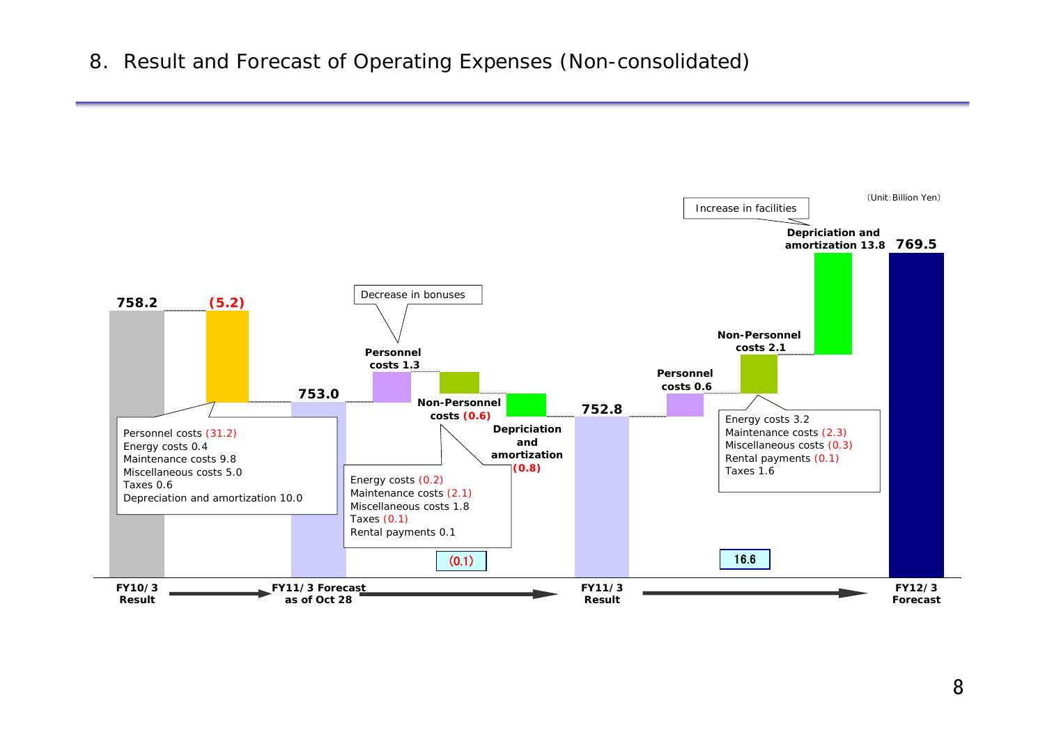# 8. Result and Forecast of Operating Expenses (Non-consolidated)

(Unit: Billion Yen)

**FY10/3 Result: 758.2** → **(5.2)** → **FY11/3 Forecast as of Oct 28: 753.0**

- Personnel costs (31.2)
- Energy costs 0.4
- Maintenance costs 9.8
- Miscellaneous costs 5.0
- Taxes 0.6
- Depreciation and amortization 10.0

**FY11/3 Forecast as of Oct 28: 753.0** → **(0.1)** → **FY11/3 Result: 752.8**

- **Personnel costs 1.3** (Decrease in bonuses)
- **Non-Personnel costs (0.6)**
  - Energy costs (0.2)
  - Maintenance costs (2.1)
  - Miscellaneous costs 1.8
  - Taxes (0.1)
  - Rental payments 0.1
- **Depriciation and amortization (0.8)**

**FY11/3 Result: 752.8** → **16.6** → **FY12/3 Forecast: 769.5**

- **Personnel costs 0.6**
- **Non-Personnel costs 2.1**
  - Energy costs 3.2
  - Maintenance costs (2.3)
  - Miscellaneous costs (0.3)
  - Rental payments (0.1)
  - Taxes 1.6
- **Depriciation and amortization 13.8** (Increase in facilities)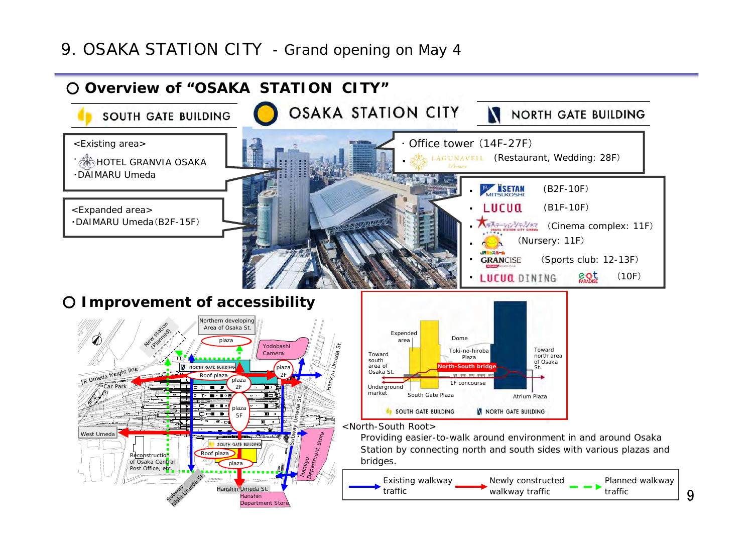# 9. OSAKA STATION CITY - Grand opening on May 4

## ○ Overview of "OSAKA STATION CITY"

SOUTH GATE BUILDING | OSAKA STATION CITY | NORTH GATE BUILDING

**SOUTH GATE BUILDING**

<Existing area>
- HOTEL GRANVIA OSAKA
- DAIMARU Umeda

<Expanded area>
- DAIMARU Umeda（B2F-15F）

**NORTH GATE BUILDING**

- Office tower（14F-27F）
- LAGUNAVEIL（Restaurant, Wedding: 28F）

- ISETAN MITSUKOSHI（B2F-10F）
- LUCUA（B1F-10F）
- Osaka Station City Cinema（Cinema complex: 11F）
- （Nursery: 11F）
- GRANCISE（Sports club: 12-13F）
- LUCUA DINING eat PARADISE（10F）

## ○ Improvement of accessibility

<North-South Root>

Providing easier-to-walk around environment in and around Osaka Station City by connecting north and south sides with various plazas and bridges.

Legend: Existing walkway traffic / Newly constructed walkway traffic / Planned walkway traffic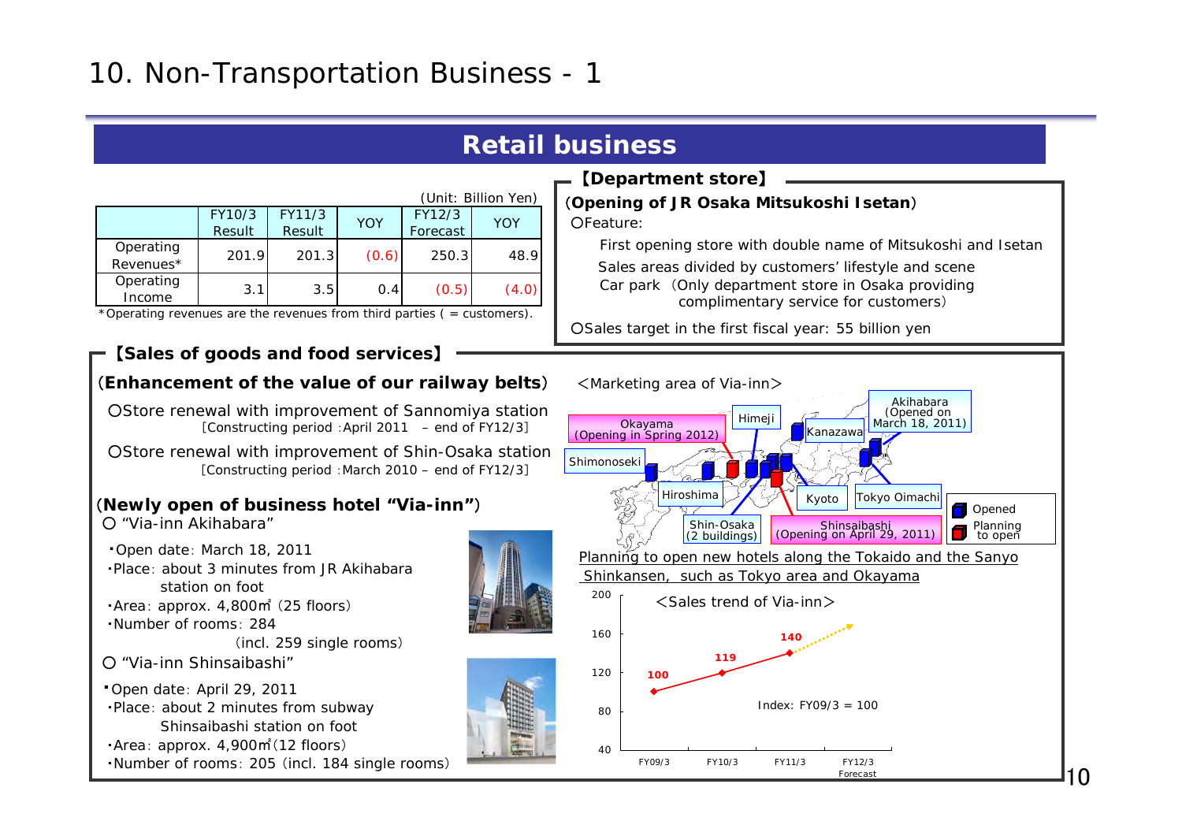# 10. Non-Transportation Business - 1

## Retail business

(Unit: Billion Yen)

| | FY10/3 Result | FY11/3 Result | YOY | FY12/3 Forecast | YOY |
|---|---|---|---|---|---|
| Operating Revenues* | 201.9 | 201.3 | (0.6) | 250.3 | 48.9 |
| Operating Income | 3.1 | 3.5 | 0.4 | (0.5) | (4.0) |

*Operating revenues are the revenues from third parties ( = customers).

### 【Department store】

(**Opening of JR Osaka Mitsukoshi Isetan**)

○Feature:

- First opening store with double name of Mitsukoshi and Isetan
- Sales areas divided by customers' lifestyle and scene
- Car park（Only department store in Osaka providing complimentary service for customers）

○Sales target in the first fiscal year: 55 billion yen

### 【Sales of goods and food services】

(**Enhancement of the value of our railway belts**)

○Store renewal with improvement of Sannomiya station
［Constructing period：April 2011 – end of FY12/3］

○Store renewal with improvement of Shin-Osaka station
［Constructing period：March 2010 – end of FY12/3］

(**Newly open of business hotel "Via-inn"**)

○ "Via-inn Akihabara"

- Open date：March 18, 2011
- Place：about 3 minutes from JR Akihabara station on foot
- Area：approx. 4,800㎡（25 floors）
- Number of rooms：284 （incl. 259 single rooms）

○ "Via-inn Shinsaibashi"

- Open date：April 29, 2011
- Place：about 2 minutes from subway Shinsaibashi station on foot
- Area：approx. 4,900㎡（12 floors）
- Number of rooms：205（incl. 184 single rooms）

<Marketing area of Via-inn>

Opened: Akihabara (Opened on March 18, 2011), Kanazawa, Himeji, Shimonoseki, Hiroshima, Shin-Osaka (2 buildings), Kyoto, Tokyo Oimachi

Planning to open: Okayama (Opening in Spring 2012), Shinsaibashi (Opening on April 29, 2011)

Planning to open new hotels along the Tokaido and the Sanyo Shinkansen, such as Tokyo area and Okayama

<Sales trend of Via-inn>

Index: FY09/3 = 100

| FY09/3 | FY10/3 | FY11/3 | FY12/3 Forecast |
|---|---|---|---|
| 100 | 119 | 140 | |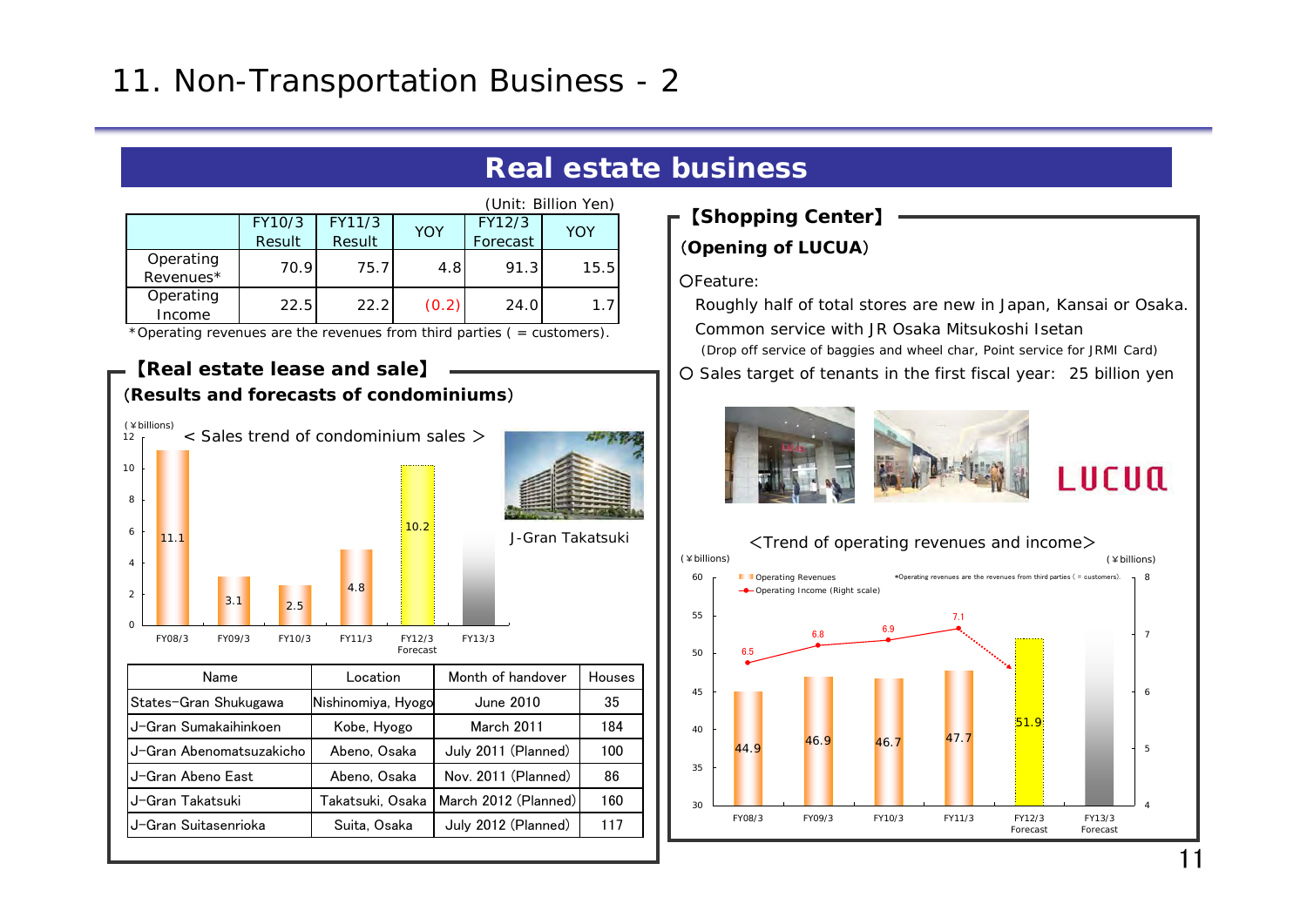# 11. Non-Transportation Business - 2

## Real estate business

(Unit: Billion Yen)

| | FY10/3 Result | FY11/3 Result | YOY | FY12/3 Forecast | YOY |
|---|---|---|---|---|---|
| Operating Revenues* | 70.9 | 75.7 | 4.8 | 91.3 | 15.5 |
| Operating Income | 22.5 | 22.2 | (0.2) | 24.0 | 1.7 |

*Operating revenues are the revenues from third parties ( = customers).

### 【Real estate lease and sale】

**(Results and forecasts of condominiums)**

< Sales trend of condominium sales >

(¥billions)

| | FY08/3 | FY09/3 | FY10/3 | FY11/3 | FY12/3 Forecast | FY13/3 |
|---|---|---|---|---|---|---|
| Sales | 11.1 | 3.1 | 2.5 | 4.8 | 10.2 | |

J-Gran Takatsuki

| Name | Location | Month of handover | Houses |
|---|---|---|---|
| States-Gran Shukugawa | Nishinomiya, Hyogo | June 2010 | 35 |
| J-Gran Sumakaihinkoen | Kobe, Hyogo | March 2011 | 184 |
| J-Gran Abenomatsuzakicho | Abeno, Osaka | July 2011 (Planned) | 100 |
| J-Gran Abeno East | Abeno, Osaka | Nov. 2011 (Planned) | 86 |
| J-Gran Takatsuki | Takatsuki, Osaka | March 2012 (Planned) | 160 |
| J-Gran Suitasenrioka | Suita, Osaka | July 2012 (Planned) | 117 |

### 【Shopping Center】

**(Opening of LUCUA)**

○Feature:

Roughly half of total stores are new in Japan, Kansai or Osaka.

Common service with JR Osaka Mitsukoshi Isetan

(Drop off service of baggies and wheel char, Point service for JRMI Card)

○ Sales target of tenants in the first fiscal year: 25 billion yen

LUCUA

<Trend of operating revenues and income>

(¥billions)

| | FY08/3 | FY09/3 | FY10/3 | FY11/3 | FY12/3 Forecast | FY13/3 Forecast |
|---|---|---|---|---|---|---|
| Operating Revenues | 44.9 | 46.9 | 46.7 | 47.7 | 51.9 | |
| Operating Income (Right scale) | 6.5 | 6.8 | 6.9 | 7.1 | | |

*Operating revenues are the revenues from third parties ( = customers).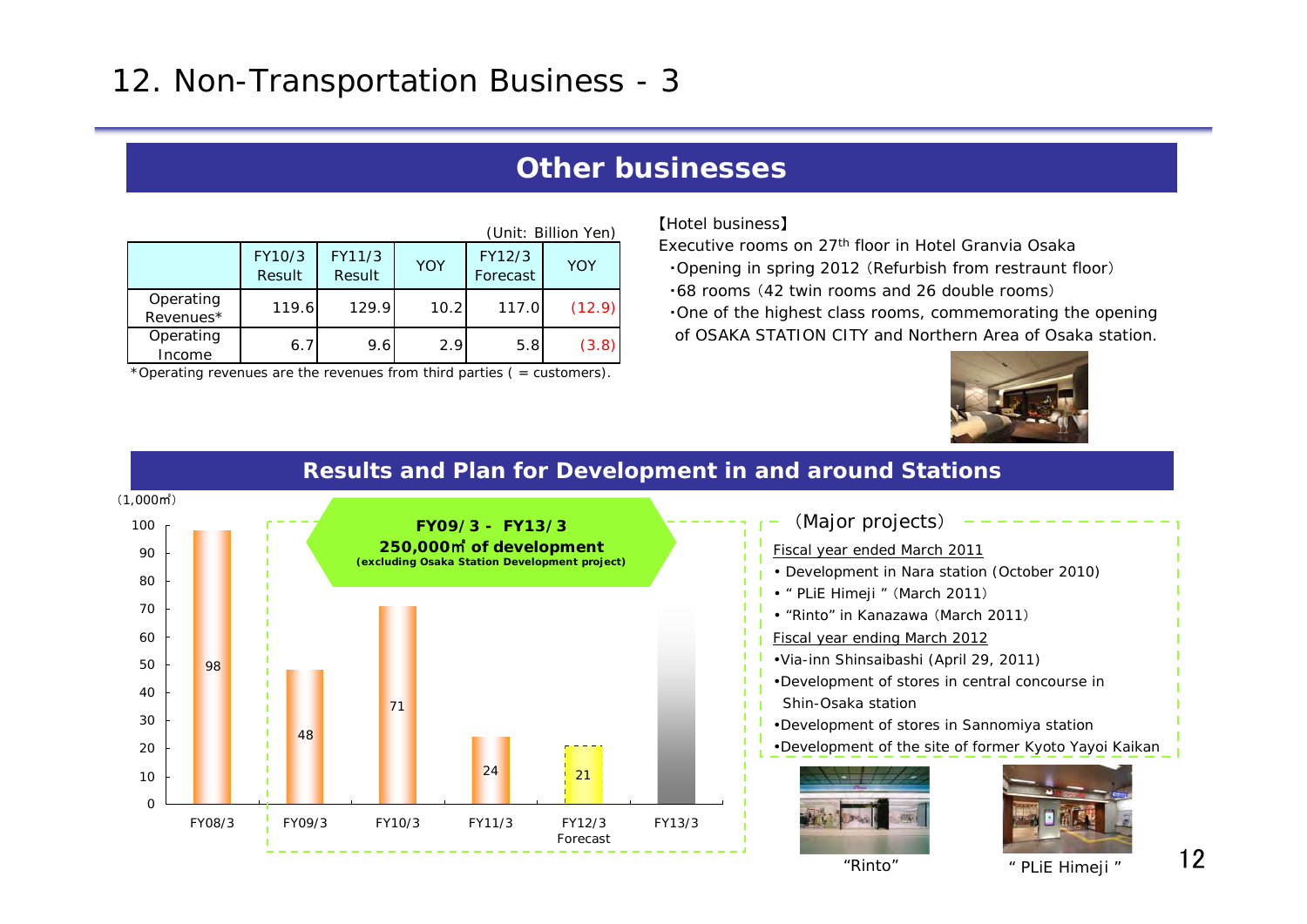# 12. Non-Transportation Business - 3

## Other businesses

(Unit: Billion Yen)

| | FY10/3 Result | FY11/3 Result | YOY | FY12/3 Forecast | YOY |
|---|---|---|---|---|---|
| Operating Revenues* | 119.6 | 129.9 | 10.2 | 117.0 | (12.9) |
| Operating Income | 6.7 | 9.6 | 2.9 | 5.8 | (3.8) |

*Operating revenues are the revenues from third parties ( = customers).

【Hotel business】

Executive rooms on 27th floor in Hotel Granvia Osaka

- ･Opening in spring 2012 (Refurbish from restraunt floor)
- ･68 rooms (42 twin rooms and 26 double rooms)
- ･One of the highest class rooms, commemorating the opening of OSAKA STATION CITY and Northern Area of Osaka station.

## Results and Plan for Development in and around Stations

(1,000㎡)

**FY09/3 - FY13/3**
**250,000㎡ of development**
**(excluding Osaka Station Development project)**

| | FY08/3 | FY09/3 | FY10/3 | FY11/3 | FY12/3 Forecast | FY13/3 |
|---|---|---|---|---|---|---|
| Development (1,000㎡) | 98 | 48 | 71 | 24 | 21 | |

(Major projects)

Fiscal year ended March 2011

- Development in Nara station (October 2010)
- " PLiE Himeji " (March 2011)
- "Rinto" in Kanazawa (March 2011)

Fiscal year ending March 2012

- Via-inn Shinsaibashi (April 29, 2011)
- Development of stores in central concourse in Shin-Osaka station
- Development of stores in Sannomiya station
- Development of the site of former Kyoto Yayoi Kaikan

"Rinto"

" PLiE Himeji "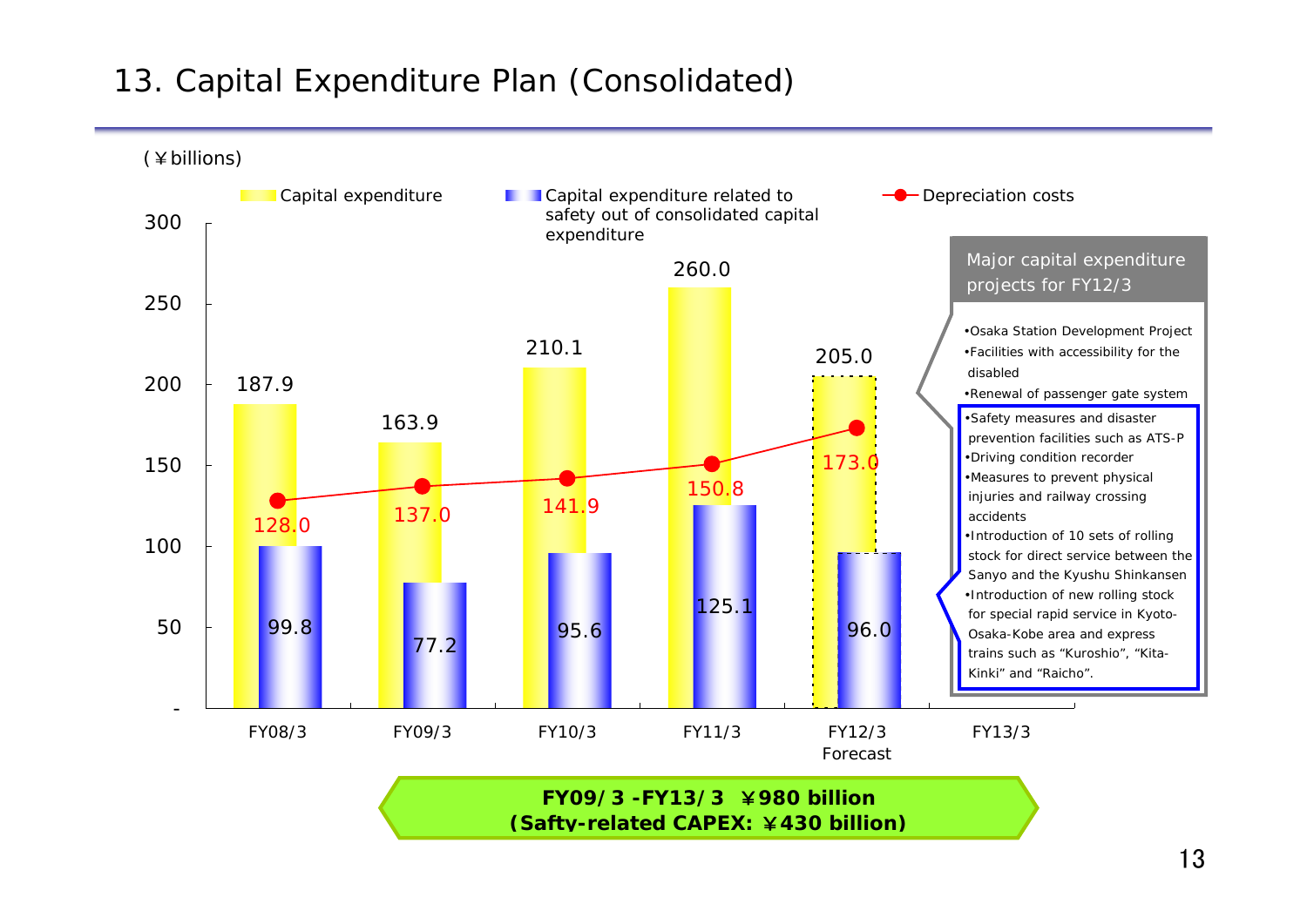# 13. Capital Expenditure Plan (Consolidated)

(¥billions)

| | FY08/3 | FY09/3 | FY10/3 | FY11/3 | FY12/3 Forecast | FY13/3 |
|---|---|---|---|---|---|---|
| Capital expenditure | 187.9 | 163.9 | 210.1 | 260.0 | 205.0 | |
| Capital expenditure related to safety out of consolidated capital expenditure | 99.8 | 77.2 | 95.6 | 125.1 | 96.0 | |
| Depreciation costs | 128.0 | 137.0 | 141.9 | 150.8 | 173.0 | |

**Major capital expenditure projects for FY12/3**

- Osaka Station Development Project
- Facilities with accessibility for the disabled
- Renewal of passenger gate system
- Safety measures and disaster prevention facilities such as ATS-P
- Driving condition recorder
- Measures to prevent physical injuries and railway crossing accidents
- Introduction of 10 sets of rolling stock for direct service between the Sanyo and the Kyushu Shinkansen
- Introduction of new rolling stock for special rapid service in Kyoto-Osaka-Kobe area and express trains such as “Kuroshio”, “Kita-Kinki” and “Raicho”.

**FY09/3 -FY13/3 ¥980 billion**
**(Safty-related CAPEX: ¥430 billion)**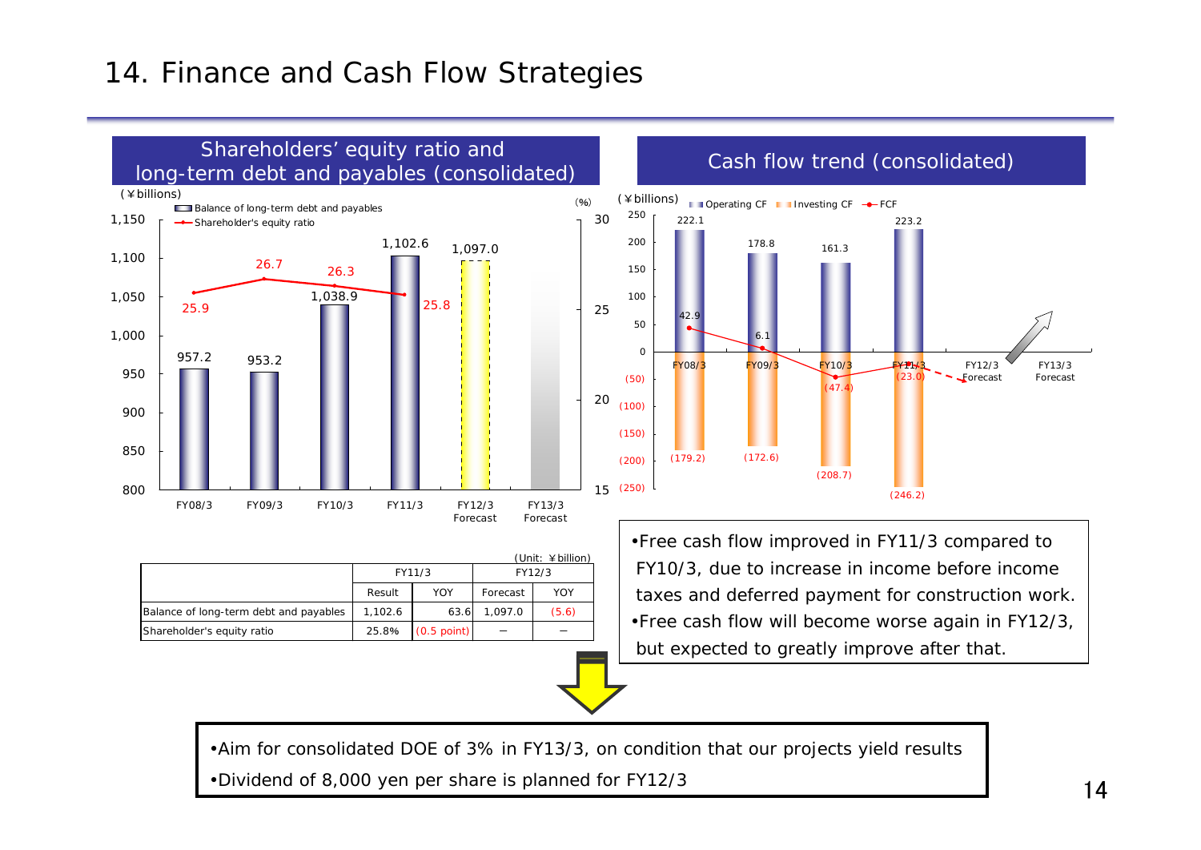# 14. Finance and Cash Flow Strategies

## Shareholders' equity ratio and long-term debt and payables (consolidated)

(¥billions) / (%)

| | FY08/3 | FY09/3 | FY10/3 | FY11/3 | FY12/3 Forecast | FY13/3 Forecast |
|---|---|---|---|---|---|---|
| Balance of long-term debt and payables | 957.2 | 953.2 | 1,038.9 | 1,102.6 | 1,097.0 | |
| Shareholder's equity ratio | 25.9 | 26.7 | 26.3 | 25.8 | | |

(Unit: ¥billion)

| | FY11/3 | | FY12/3 | |
|---|---|---|---|---|
| | Result | YOY | Forecast | YOY |
| Balance of long-term debt and payables | 1,102.6 | 63.6 | 1,097.0 | (5.6) |
| Shareholder's equity ratio | 25.8% | (0.5 point) | – | – |

## Cash flow trend (consolidated)

(¥billions)

| | FY08/3 | FY09/3 | FY10/3 | FY11/3 | FY12/3 Forecast | FY13/3 Forecast |
|---|---|---|---|---|---|---|
| Operating CF | 222.1 | 178.8 | 161.3 | 223.2 | | |
| Investing CF | (179.2) | (172.6) | (208.7) | (246.2) | | |
| FCF | 42.9 | 6.1 | (47.4) | (23.0) | | |

- Free cash flow improved in FY11/3 compared to FY10/3, due to increase in income before income taxes and deferred payment for construction work.
- Free cash flow will become worse again in FY12/3, but expected to greatly improve after that.

- Aim for consolidated DOE of 3% in FY13/3, on condition that our projects yield results
- Dividend of 8,000 yen per share is planned for FY12/3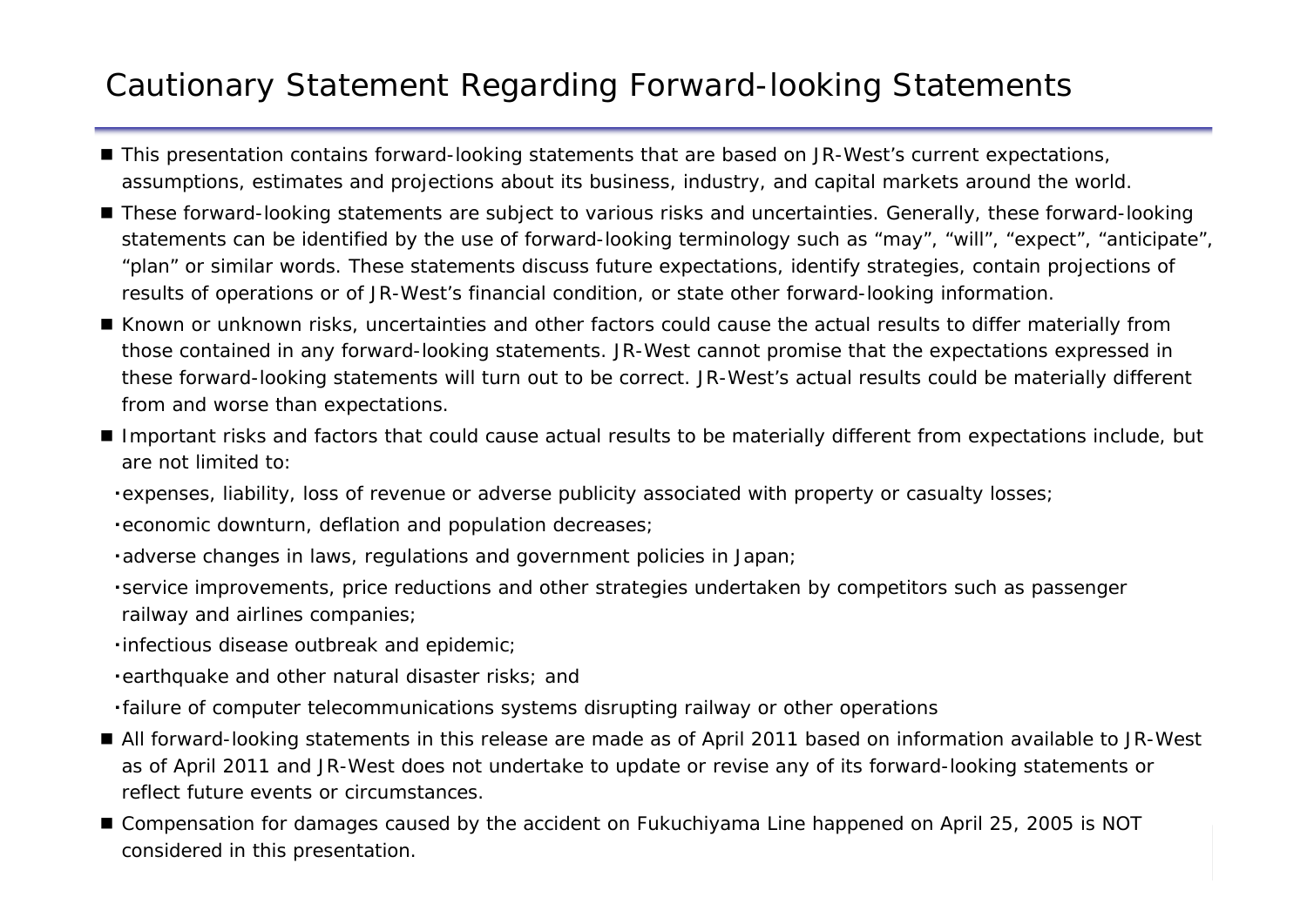# Cautionary Statement Regarding Forward-looking Statements

- This presentation contains forward-looking statements that are based on JR-West's current expectations, assumptions, estimates and projections about its business, industry, and capital markets around the world.
- These forward-looking statements are subject to various risks and uncertainties. Generally, these forward-looking statements can be identified by the use of forward-looking terminology such as "may", "will", "expect", "anticipate", "plan" or similar words. These statements discuss future expectations, identify strategies, contain projections of results of operations or of JR-West's financial condition, or state other forward-looking information.
- Known or unknown risks, uncertainties and other factors could cause the actual results to differ materially from those contained in any forward-looking statements. JR-West cannot promise that the expectations expressed in these forward-looking statements will turn out to be correct. JR-West's actual results could be materially different from and worse than expectations.
- Important risks and factors that could cause actual results to be materially different from expectations include, but are not limited to:
  - expenses, liability, loss of revenue or adverse publicity associated with property or casualty losses;
  - economic downturn, deflation and population decreases;
  - adverse changes in laws, regulations and government policies in Japan;
  - service improvements, price reductions and other strategies undertaken by competitors such as passenger railway and airlines companies;
  - infectious disease outbreak and epidemic;
  - earthquake and other natural disaster risks; and
  - failure of computer telecommunications systems disrupting railway or other operations
- All forward-looking statements in this release are made as of April 2011 based on information available to JR-West as of April 2011 and JR-West does not undertake to update or revise any of its forward-looking statements or reflect future events or circumstances.
- Compensation for damages caused by the accident on Fukuchiyama Line happened on April 25, 2005 is NOT considered in this presentation.